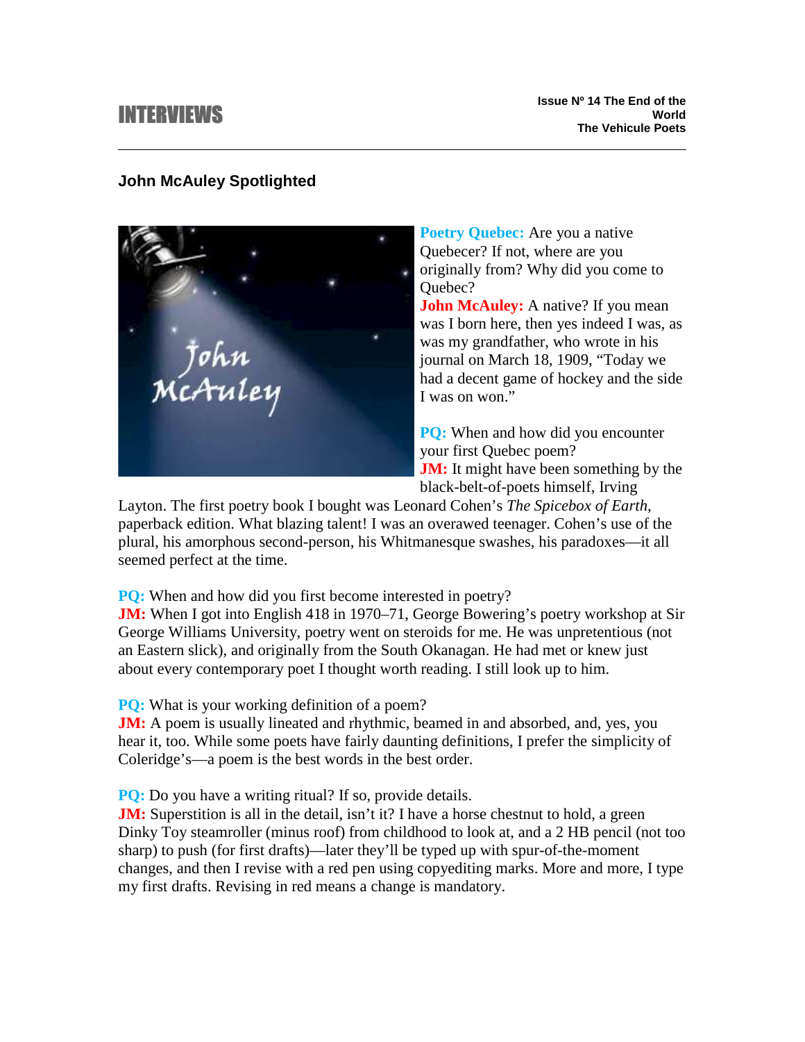# INTERVIEWS

**Issue Nº 14 The End of the World**
**The Vehicule Poets**

## John McAuley Spotlighted

**Poetry Quebec:** Are you a native Quebecer? If not, where are you originally from? Why did you come to Quebec?
**John McAuley:** A native? If you mean was I born here, then yes indeed I was, as was my grandfather, who wrote in his journal on March 18, 1909, "Today we had a decent game of hockey and the side I was on won."

**PQ:** When and how did you encounter your first Quebec poem?
**JM:** It might have been something by the black-belt-of-poets himself, Irving Layton. The first poetry book I bought was Leonard Cohen's *The Spicebox of Earth*, paperback edition. What blazing talent! I was an overawed teenager. Cohen's use of the plural, his amorphous second-person, his Whitmanesque swashes, his paradoxes—it all seemed perfect at the time.

**PQ:** When and how did you first become interested in poetry?
**JM:** When I got into English 418 in 1970–71, George Bowering's poetry workshop at Sir George Williams University, poetry went on steroids for me. He was unpretentious (not an Eastern slick), and originally from the South Okanagan. He had met or knew just about every contemporary poet I thought worth reading. I still look up to him.

**PQ:** What is your working definition of a poem?
**JM:** A poem is usually lineated and rhythmic, beamed in and absorbed, and, yes, you hear it, too. While some poets have fairly daunting definitions, I prefer the simplicity of Coleridge's—a poem is the best words in the best order.

**PQ:** Do you have a writing ritual? If so, provide details.
**JM:** Superstition is all in the detail, isn't it? I have a horse chestnut to hold, a green Dinky Toy steamroller (minus roof) from childhood to look at, and a 2 HB pencil (not too sharp) to push (for first drafts)—later they'll be typed up with spur-of-the-moment changes, and then I revise with a red pen using copyediting marks. More and more, I type my first drafts. Revising in red means a change is mandatory.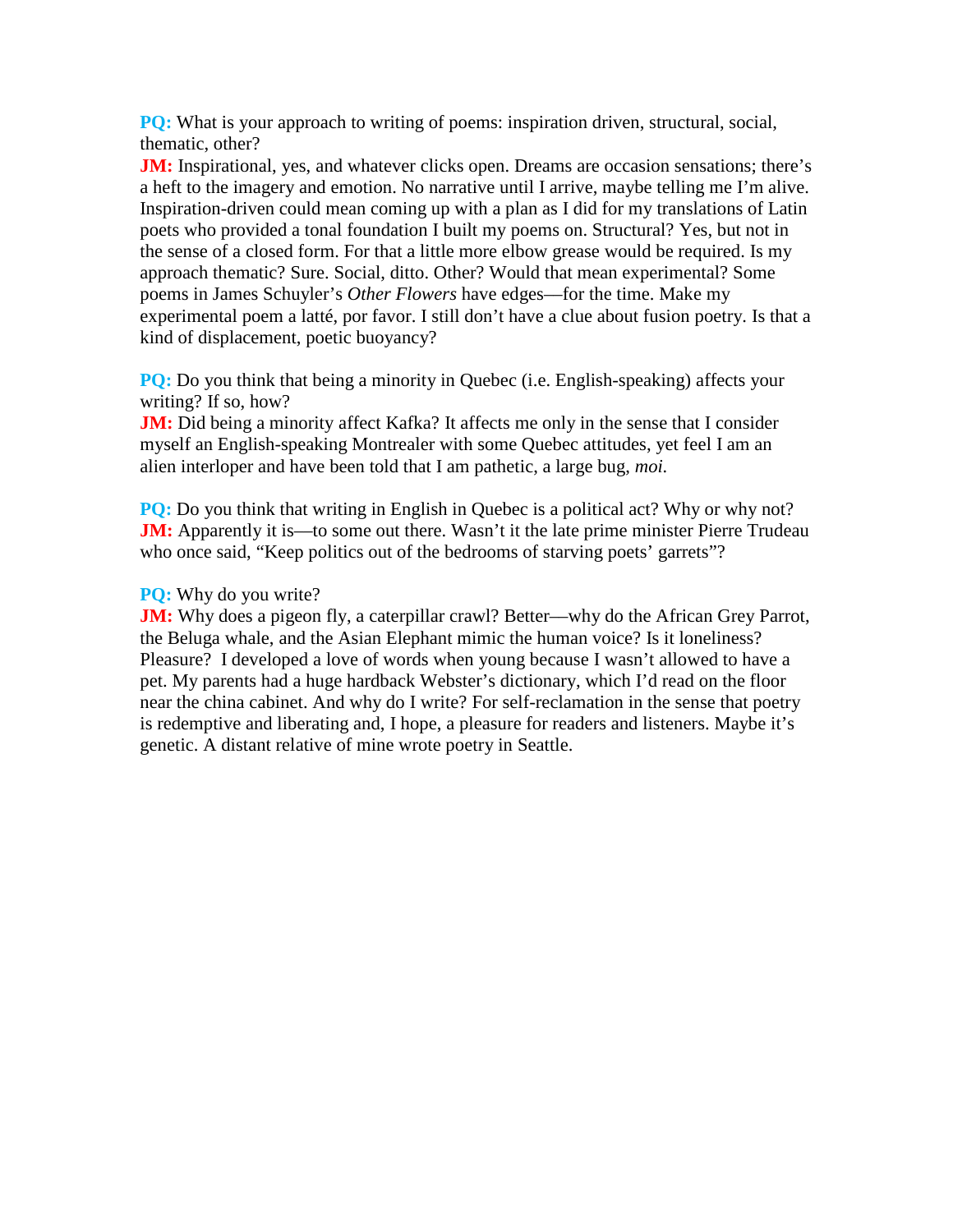**PQ:** What is your approach to writing of poems: inspiration driven, structural, social, thematic, other?
**JM:** Inspirational, yes, and whatever clicks open. Dreams are occasion sensations; there's a heft to the imagery and emotion. No narrative until I arrive, maybe telling me I'm alive. Inspiration-driven could mean coming up with a plan as I did for my translations of Latin poets who provided a tonal foundation I built my poems on. Structural? Yes, but not in the sense of a closed form. For that a little more elbow grease would be required. Is my approach thematic? Sure. Social, ditto. Other? Would that mean experimental? Some poems in James Schuyler's *Other Flowers* have edges—for the time. Make my experimental poem a latté, por favor. I still don't have a clue about fusion poetry. Is that a kind of displacement, poetic buoyancy?

**PQ:** Do you think that being a minority in Quebec (i.e. English-speaking) affects your writing? If so, how?
**JM:** Did being a minority affect Kafka? It affects me only in the sense that I consider myself an English-speaking Montrealer with some Quebec attitudes, yet feel I am an alien interloper and have been told that I am pathetic, a large bug, *moi.*

**PQ:** Do you think that writing in English in Quebec is a political act? Why or why not?
**JM:** Apparently it is—to some out there. Wasn't it the late prime minister Pierre Trudeau who once said, "Keep politics out of the bedrooms of starving poets' garrets"?

**PQ:** Why do you write?
**JM:** Why does a pigeon fly, a caterpillar crawl? Better—why do the African Grey Parrot, the Beluga whale, and the Asian Elephant mimic the human voice? Is it loneliness? Pleasure? I developed a love of words when young because I wasn't allowed to have a pet. My parents had a huge hardback Webster's dictionary, which I'd read on the floor near the china cabinet. And why do I write? For self-reclamation in the sense that poetry is redemptive and liberating and, I hope, a pleasure for readers and listeners. Maybe it's genetic. A distant relative of mine wrote poetry in Seattle.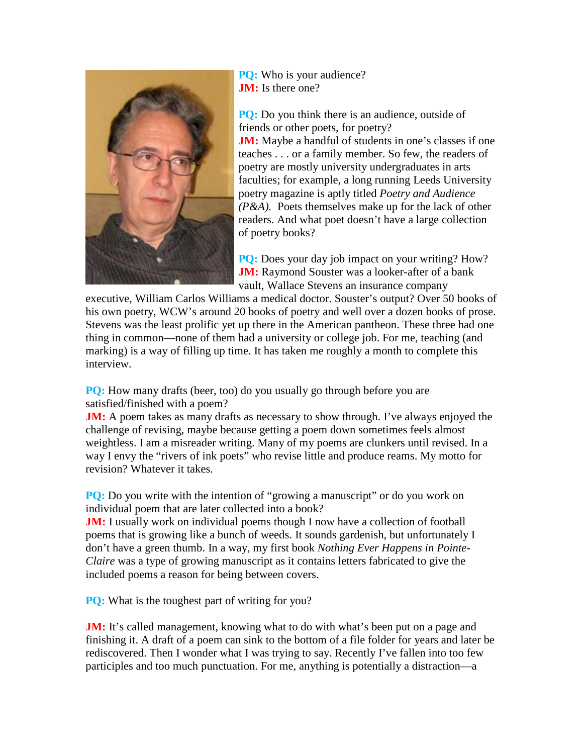**PQ:** Who is your audience?
**JM:** Is there one?

**PQ:** Do you think there is an audience, outside of friends or other poets, for poetry?
**JM:** Maybe a handful of students in one's classes if one teaches . . . or a family member. So few, the readers of poetry are mostly university undergraduates in arts faculties; for example, a long running Leeds University poetry magazine is aptly titled *Poetry and Audience (P&A).* Poets themselves make up for the lack of other readers. And what poet doesn't have a large collection of poetry books?

**PQ:** Does your day job impact on your writing? How?
**JM:** Raymond Souster was a looker-after of a bank vault, Wallace Stevens an insurance company executive, William Carlos Williams a medical doctor. Souster's output? Over 50 books of his own poetry, WCW's around 20 books of poetry and well over a dozen books of prose. Stevens was the least prolific yet up there in the American pantheon. These three had one thing in common—none of them had a university or college job. For me, teaching (and marking) is a way of filling up time. It has taken me roughly a month to complete this interview.

**PQ:** How many drafts (beer, too) do you usually go through before you are satisfied/finished with a poem?
**JM:** A poem takes as many drafts as necessary to show through. I've always enjoyed the challenge of revising, maybe because getting a poem down sometimes feels almost weightless. I am a misreader writing. Many of my poems are clunkers until revised. In a way I envy the "rivers of ink poets" who revise little and produce reams. My motto for revision? Whatever it takes.

**PQ:** Do you write with the intention of "growing a manuscript" or do you work on individual poem that are later collected into a book?
**JM:** I usually work on individual poems though I now have a collection of football poems that is growing like a bunch of weeds. It sounds gardenish, but unfortunately I don't have a green thumb. In a way, my first book *Nothing Ever Happens in Pointe-Claire* was a type of growing manuscript as it contains letters fabricated to give the included poems a reason for being between covers.

**PQ:** What is the toughest part of writing for you?

**JM:** It's called management, knowing what to do with what's been put on a page and finishing it. A draft of a poem can sink to the bottom of a file folder for years and later be rediscovered. Then I wonder what I was trying to say. Recently I've fallen into too few participles and too much punctuation. For me, anything is potentially a distraction—a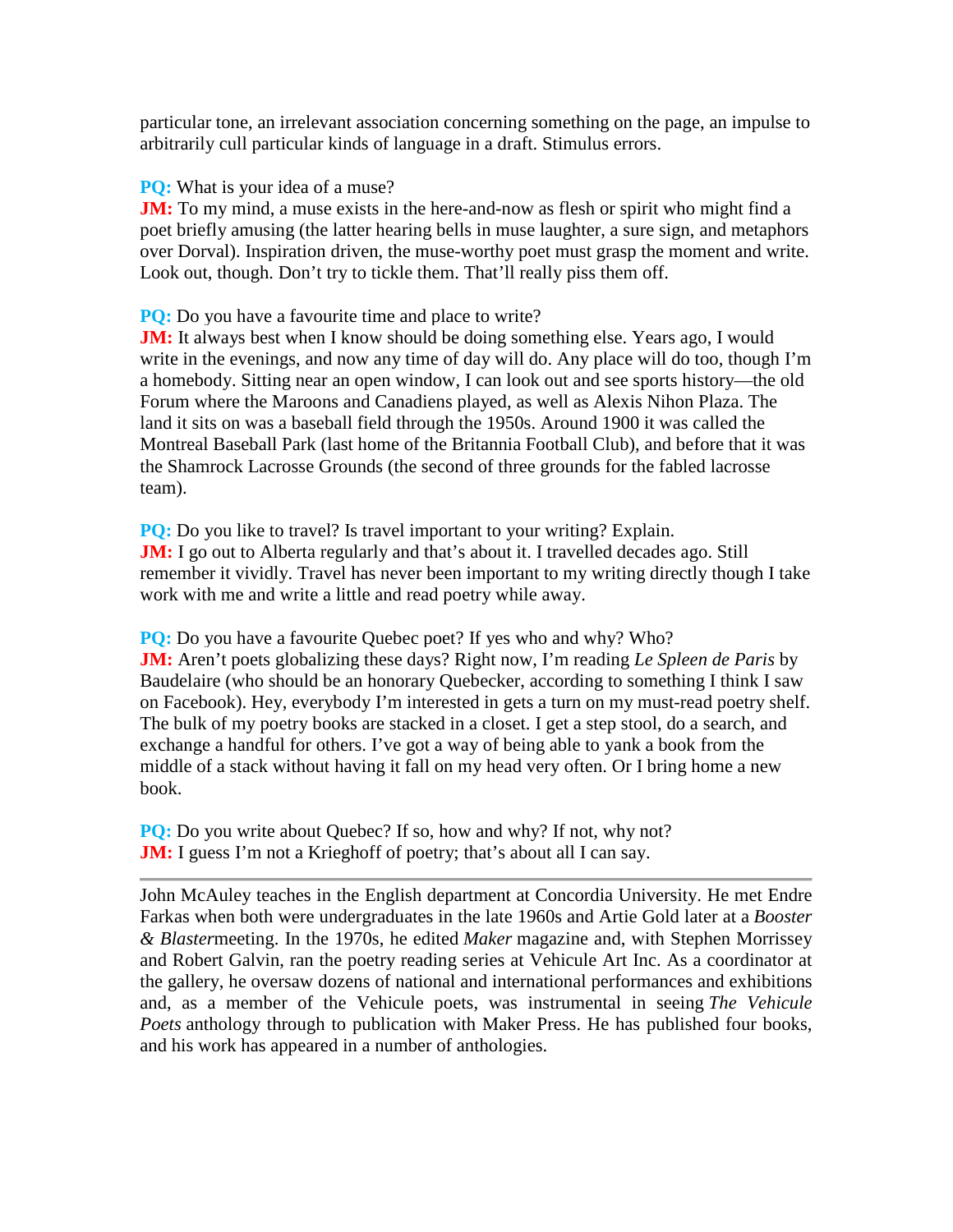particular tone, an irrelevant association concerning something on the page, an impulse to arbitrarily cull particular kinds of language in a draft. Stimulus errors.

**PQ:** What is your idea of a muse?
**JM:** To my mind, a muse exists in the here-and-now as flesh or spirit who might find a poet briefly amusing (the latter hearing bells in muse laughter, a sure sign, and metaphors over Dorval). Inspiration driven, the muse-worthy poet must grasp the moment and write. Look out, though. Don't try to tickle them. That'll really piss them off.

**PQ:** Do you have a favourite time and place to write?
**JM:** It always best when I know should be doing something else. Years ago, I would write in the evenings, and now any time of day will do. Any place will do too, though I'm a homebody. Sitting near an open window, I can look out and see sports history—the old Forum where the Maroons and Canadiens played, as well as Alexis Nihon Plaza. The land it sits on was a baseball field through the 1950s. Around 1900 it was called the Montreal Baseball Park (last home of the Britannia Football Club), and before that it was the Shamrock Lacrosse Grounds (the second of three grounds for the fabled lacrosse team).

**PQ:** Do you like to travel? Is travel important to your writing? Explain.
**JM:** I go out to Alberta regularly and that's about it. I travelled decades ago. Still remember it vividly. Travel has never been important to my writing directly though I take work with me and write a little and read poetry while away.

**PQ:** Do you have a favourite Quebec poet? If yes who and why? Who?
**JM:** Aren't poets globalizing these days? Right now, I'm reading *Le Spleen de Paris* by Baudelaire (who should be an honorary Quebecker, according to something I think I saw on Facebook). Hey, everybody I'm interested in gets a turn on my must-read poetry shelf. The bulk of my poetry books are stacked in a closet. I get a step stool, do a search, and exchange a handful for others. I've got a way of being able to yank a book from the middle of a stack without having it fall on my head very often. Or I bring home a new book.

**PQ:** Do you write about Quebec? If so, how and why? If not, why not?
**JM:** I guess I'm not a Krieghoff of poetry; that's about all I can say.

---

John McAuley teaches in the English department at Concordia University. He met Endre Farkas when both were undergraduates in the late 1960s and Artie Gold later at a *Booster & Blaster*meeting. In the 1970s, he edited *Maker* magazine and, with Stephen Morrissey and Robert Galvin, ran the poetry reading series at Vehicule Art Inc. As a coordinator at the gallery, he oversaw dozens of national and international performances and exhibitions and, as a member of the Vehicule poets, was instrumental in seeing *The Vehicule Poets* anthology through to publication with Maker Press. He has published four books, and his work has appeared in a number of anthologies.